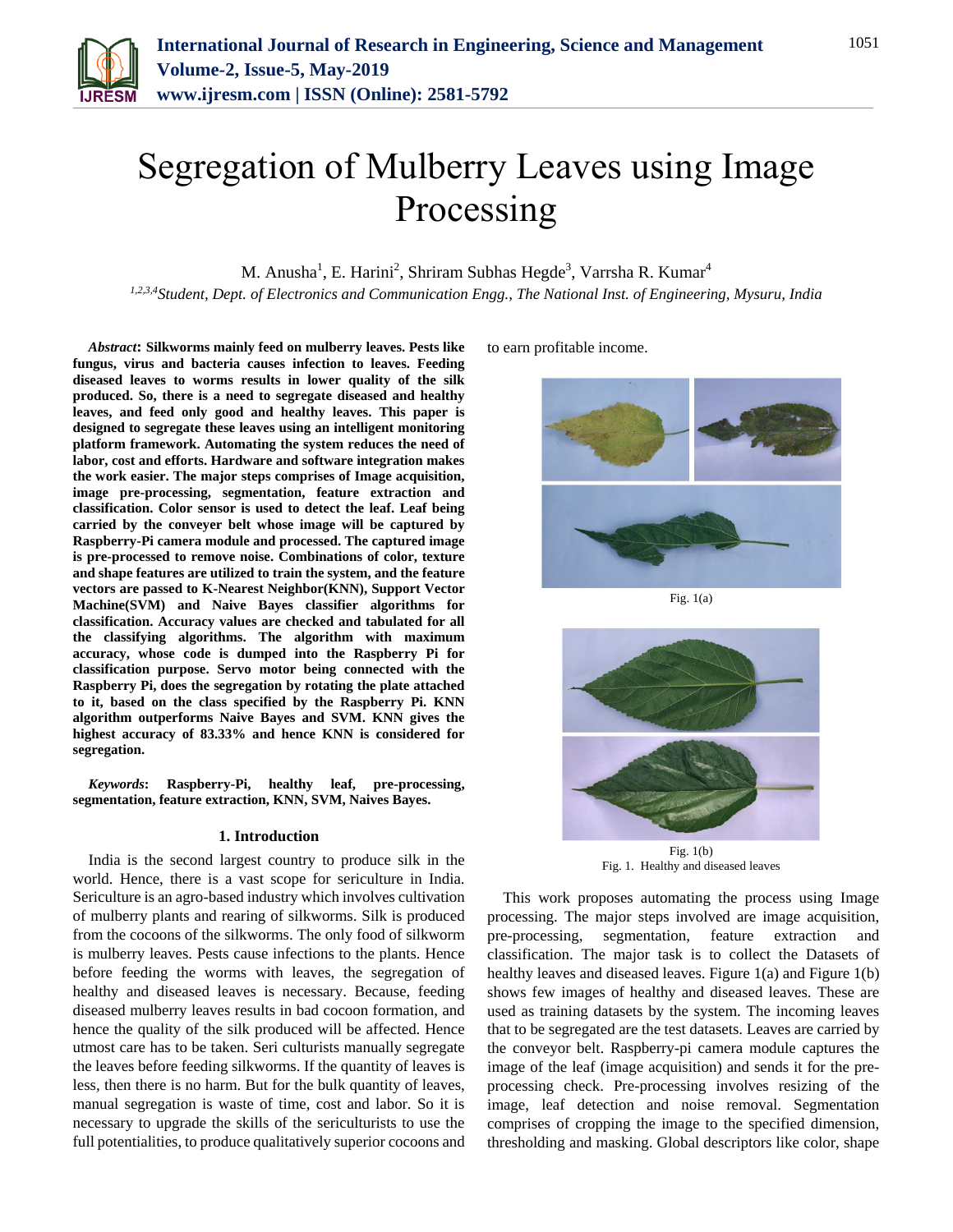# Segregation of Mulberry Leaves using Image Processing

M. Anusha[1], E. Harini[2], Shriram Subhas Hegde[3], Varrsha R. Kumar[4]

*[1,2,3,4]Student, Dept. of Electronics and Communication Engg., The National Inst. of Engineering, Mysuru, India*

***Abstract*: Silkworms mainly feed on mulberry leaves. Pests like fungus, virus and bacteria causes infection to leaves. Feeding diseased leaves to worms results in lower quality of the silk produced. So, there is a need to segregate diseased and healthy leaves, and feed only good and healthy leaves. This paper is designed to segregate these leaves using an intelligent monitoring platform framework. Automating the system reduces the need of labor, cost and efforts. Hardware and software integration makes the work easier. The major steps comprises of Image acquisition, image pre-processing, segmentation, feature extraction and classification. Color sensor is used to detect the leaf. Leaf being carried by the conveyer belt whose image will be captured by Raspberry-Pi camera module and processed. The captured image is pre-processed to remove noise. Combinations of color, texture and shape features are utilized to train the system, and the feature vectors are passed to K-Nearest Neighbor(KNN), Support Vector Machine(SVM) and Naive Bayes classifier algorithms for classification. Accuracy values are checked and tabulated for all the classifying algorithms. The algorithm with maximum accuracy, whose code is dumped into the Raspberry Pi for classification purpose. Servo motor being connected with the Raspberry Pi, does the segregation by rotating the plate attached to it, based on the class specified by the Raspberry Pi. KNN algorithm outperforms Naive Bayes and SVM. KNN gives the highest accuracy of 83.33% and hence KNN is considered for segregation.**

***Keywords*: Raspberry-Pi, healthy leaf, pre-processing, segmentation, feature extraction, KNN, SVM, Naives Bayes.**

## 1. Introduction

India is the second largest country to produce silk in the world. Hence, there is a vast scope for sericulture in India. Sericulture is an agro-based industry which involves cultivation of mulberry plants and rearing of silkworms. Silk is produced from the cocoons of the silkworms. The only food of silkworm is mulberry leaves. Pests cause infections to the plants. Hence before feeding the worms with leaves, the segregation of healthy and diseased leaves is necessary. Because, feeding diseased mulberry leaves results in bad cocoon formation, and hence the quality of the silk produced will be affected. Hence utmost care has to be taken. Seri culturists manually segregate the leaves before feeding silkworms. If the quantity of leaves is less, then there is no harm. But for the bulk quantity of leaves, manual segregation is waste of time, cost and labor. So it is necessary to upgrade the skills of the sericulturists to use the full potentialities, to produce qualitatively superior cocoons and to earn profitable income.

Fig. 1(a)

Fig. 1(b)

Fig. 1. Healthy and diseased leaves

This work proposes automating the process using Image processing. The major steps involved are image acquisition, pre-processing, segmentation, feature extraction and classification. The major task is to collect the Datasets of healthy leaves and diseased leaves. Figure 1(a) and Figure 1(b) shows few images of healthy and diseased leaves. These are used as training datasets by the system. The incoming leaves that to be segregated are the test datasets. Leaves are carried by the conveyor belt. Raspberry-pi camera module captures the image of the leaf (image acquisition) and sends it for the pre-processing check. Pre-processing involves resizing of the image, leaf detection and noise removal. Segmentation comprises of cropping the image to the specified dimension, thresholding and masking. Global descriptors like color, shape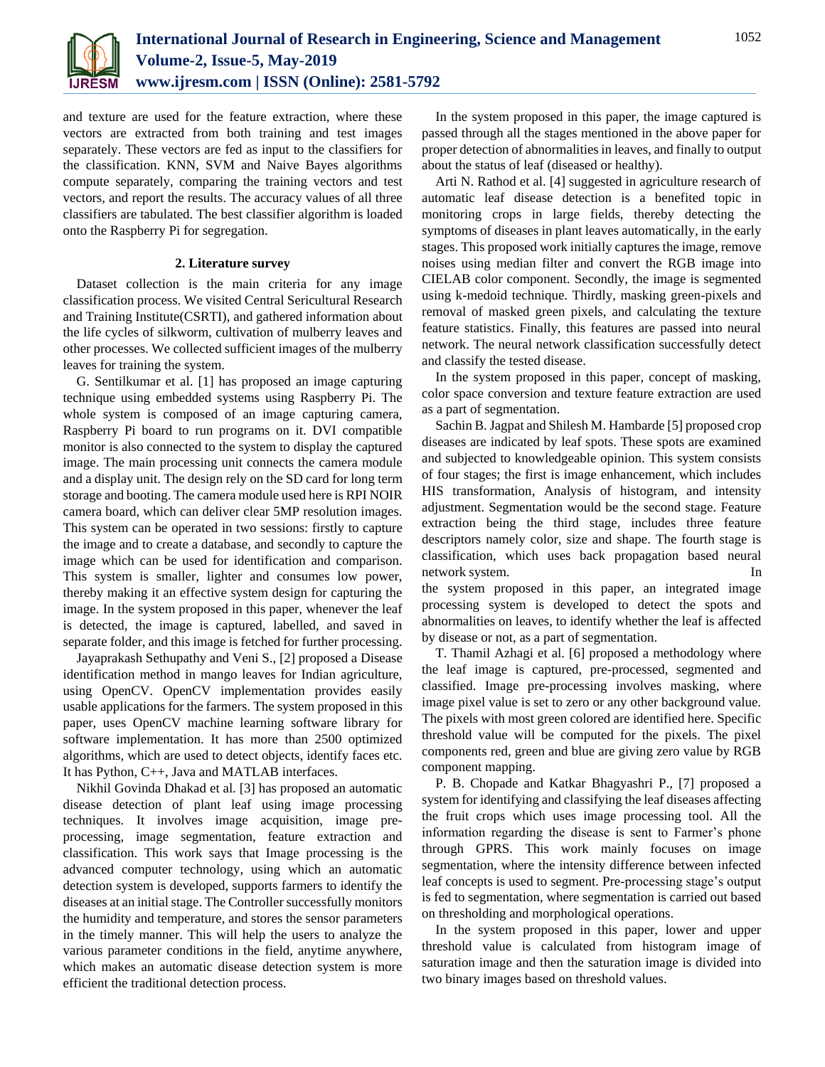and texture are used for the feature extraction, where these vectors are extracted from both training and test images separately. These vectors are fed as input to the classifiers for the classification. KNN, SVM and Naive Bayes algorithms compute separately, comparing the training vectors and test vectors, and report the results. The accuracy values of all three classifiers are tabulated. The best classifier algorithm is loaded onto the Raspberry Pi for segregation.

## 2. Literature survey

Dataset collection is the main criteria for any image classification process. We visited Central Sericultural Research and Training Institute(CSRTI), and gathered information about the life cycles of silkworm, cultivation of mulberry leaves and other processes. We collected sufficient images of the mulberry leaves for training the system.

G. Sentilkumar et al. [1] has proposed an image capturing technique using embedded systems using Raspberry Pi. The whole system is composed of an image capturing camera, Raspberry Pi board to run programs on it. DVI compatible monitor is also connected to the system to display the captured image. The main processing unit connects the camera module and a display unit. The design rely on the SD card for long term storage and booting. The camera module used here is RPI NOIR camera board, which can deliver clear 5MP resolution images. This system can be operated in two sessions: firstly to capture the image and to create a database, and secondly to capture the image which can be used for identification and comparison. This system is smaller, lighter and consumes low power, thereby making it an effective system design for capturing the image. In the system proposed in this paper, whenever the leaf is detected, the image is captured, labelled, and saved in separate folder, and this image is fetched for further processing.

Jayaprakash Sethupathy and Veni S., [2] proposed a Disease identification method in mango leaves for Indian agriculture, using OpenCV. OpenCV implementation provides easily usable applications for the farmers. The system proposed in this paper, uses OpenCV machine learning software library for software implementation. It has more than 2500 optimized algorithms, which are used to detect objects, identify faces etc. It has Python, C++, Java and MATLAB interfaces.

Nikhil Govinda Dhakad et al. [3] has proposed an automatic disease detection of plant leaf using image processing techniques. It involves image acquisition, image pre-processing, image segmentation, feature extraction and classification. This work says that Image processing is the advanced computer technology, using which an automatic detection system is developed, supports farmers to identify the diseases at an initial stage. The Controller successfully monitors the humidity and temperature, and stores the sensor parameters in the timely manner. This will help the users to analyze the various parameter conditions in the field, anytime anywhere, which makes an automatic disease detection system is more efficient the traditional detection process.

In the system proposed in this paper, the image captured is passed through all the stages mentioned in the above paper for proper detection of abnormalities in leaves, and finally to output about the status of leaf (diseased or healthy).

Arti N. Rathod et al. [4] suggested in agriculture research of automatic leaf disease detection is a benefited topic in monitoring crops in large fields, thereby detecting the symptoms of diseases in plant leaves automatically, in the early stages. This proposed work initially captures the image, remove noises using median filter and convert the RGB image into CIELAB color component. Secondly, the image is segmented using k-medoid technique. Thirdly, masking green-pixels and removal of masked green pixels, and calculating the texture feature statistics. Finally, this features are passed into neural network. The neural network classification successfully detect and classify the tested disease.

In the system proposed in this paper, concept of masking, color space conversion and texture feature extraction are used as a part of segmentation.

Sachin B. Jagpat and Shilesh M. Hambarde [5] proposed crop diseases are indicated by leaf spots. These spots are examined and subjected to knowledgeable opinion. This system consists of four stages; the first is image enhancement, which includes HIS transformation, Analysis of histogram, and intensity adjustment. Segmentation would be the second stage. Feature extraction being the third stage, includes three feature descriptors namely color, size and shape. The fourth stage is classification, which uses back propagation based neural network system. In the system proposed in this paper, an integrated image processing system is developed to detect the spots and abnormalities on leaves, to identify whether the leaf is affected by disease or not, as a part of segmentation.

T. Thamil Azhagi et al. [6] proposed a methodology where the leaf image is captured, pre-processed, segmented and classified. Image pre-processing involves masking, where image pixel value is set to zero or any other background value. The pixels with most green colored are identified here. Specific threshold value will be computed for the pixels. The pixel components red, green and blue are giving zero value by RGB component mapping.

P. B. Chopade and Katkar Bhagyashri P., [7] proposed a system for identifying and classifying the leaf diseases affecting the fruit crops which uses image processing tool. All the information regarding the disease is sent to Farmer's phone through GPRS. This work mainly focuses on image segmentation, where the intensity difference between infected leaf concepts is used to segment. Pre-processing stage's output is fed to segmentation, where segmentation is carried out based on thresholding and morphological operations.

In the system proposed in this paper, lower and upper threshold value is calculated from histogram image of saturation image and then the saturation image is divided into two binary images based on threshold values.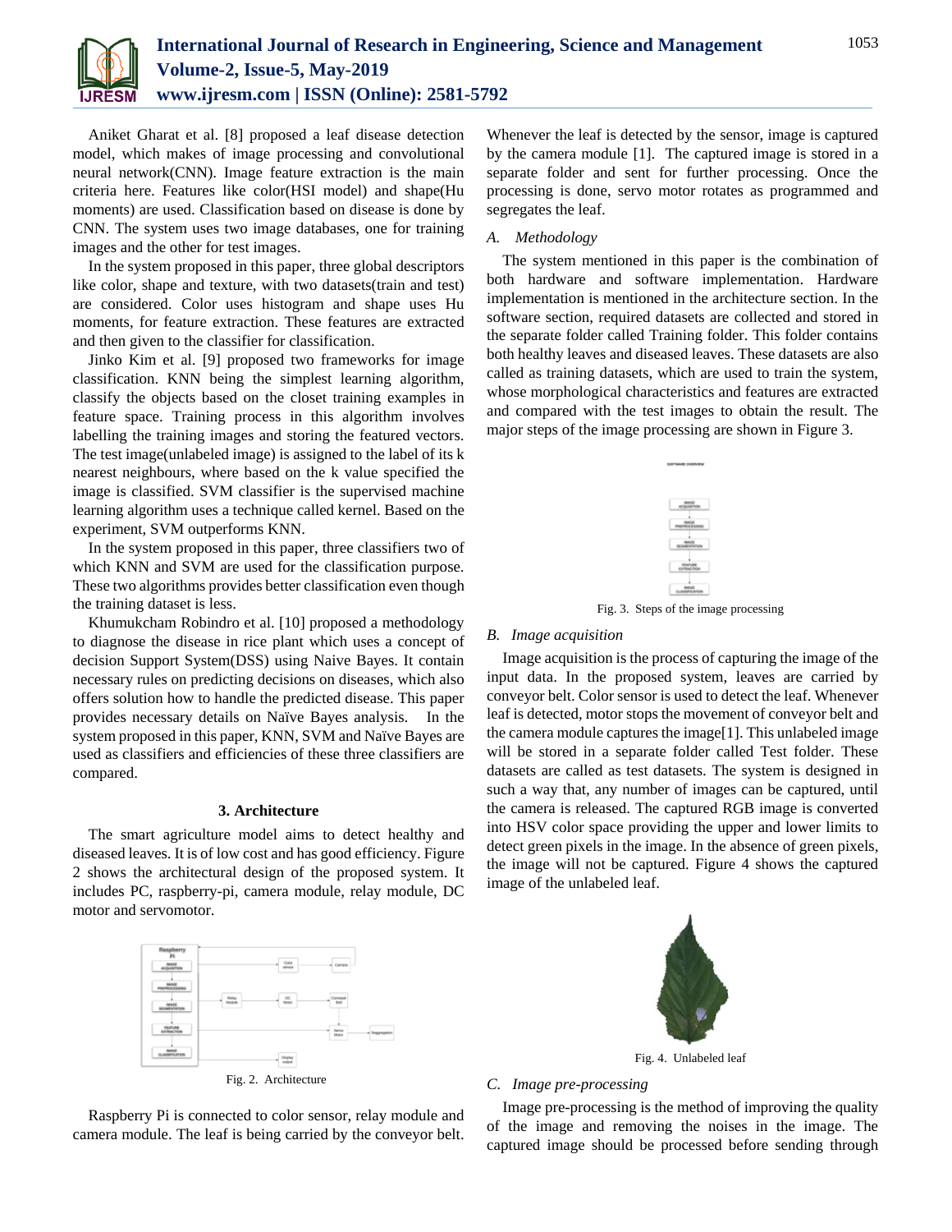Aniket Gharat et al. [8] proposed a leaf disease detection model, which makes of image processing and convolutional neural network(CNN). Image feature extraction is the main criteria here. Features like color(HSI model) and shape(Hu moments) are used. Classification based on disease is done by CNN. The system uses two image databases, one for training images and the other for test images.

In the system proposed in this paper, three global descriptors like color, shape and texture, with two datasets(train and test) are considered. Color uses histogram and shape uses Hu moments, for feature extraction. These features are extracted and then given to the classifier for classification.

Jinko Kim et al. [9] proposed two frameworks for image classification. KNN being the simplest learning algorithm, classify the objects based on the closet training examples in feature space. Training process in this algorithm involves labelling the training images and storing the featured vectors. The test image(unlabeled image) is assigned to the label of its k nearest neighbours, where based on the k value specified the image is classified. SVM classifier is the supervised machine learning algorithm uses a technique called kernel. Based on the experiment, SVM outperforms KNN.

In the system proposed in this paper, three classifiers two of which KNN and SVM are used for the classification purpose. These two algorithms provides better classification even though the training dataset is less.

Khumukcham Robindro et al. [10] proposed a methodology to diagnose the disease in rice plant which uses a concept of decision Support System(DSS) using Naive Bayes. It contain necessary rules on predicting decisions on diseases, which also offers solution how to handle the predicted disease. This paper provides necessary details on Naïve Bayes analysis. In the system proposed in this paper, KNN, SVM and Naïve Bayes are used as classifiers and efficiencies of these three classifiers are compared.

## 3. Architecture

The smart agriculture model aims to detect healthy and diseased leaves. It is of low cost and has good efficiency. Figure 2 shows the architectural design of the proposed system. It includes PC, raspberry-pi, camera module, relay module, DC motor and servomotor.

Fig. 2. Architecture

Raspberry Pi is connected to color sensor, relay module and camera module. The leaf is being carried by the conveyor belt. Whenever the leaf is detected by the sensor, image is captured by the camera module [1]. The captured image is stored in a separate folder and sent for further processing. Once the processing is done, servo motor rotates as programmed and segregates the leaf.

### A. Methodology

The system mentioned in this paper is the combination of both hardware and software implementation. Hardware implementation is mentioned in the architecture section. In the software section, required datasets are collected and stored in the separate folder called Training folder. This folder contains both healthy leaves and diseased leaves. These datasets are also called as training datasets, which are used to train the system, whose morphological characteristics and features are extracted and compared with the test images to obtain the result. The major steps of the image processing are shown in Figure 3.

Fig. 3. Steps of the image processing

### B. Image acquisition

Image acquisition is the process of capturing the image of the input data. In the proposed system, leaves are carried by conveyor belt. Color sensor is used to detect the leaf. Whenever leaf is detected, motor stops the movement of conveyor belt and the camera module captures the image[1]. This unlabeled image will be stored in a separate folder called Test folder. These datasets are called as test datasets. The system is designed in such a way that, any number of images can be captured, until the camera is released. The captured RGB image is converted into HSV color space providing the upper and lower limits to detect green pixels in the image. In the absence of green pixels, the image will not be captured. Figure 4 shows the captured image of the unlabeled leaf.

Fig. 4. Unlabeled leaf

### C. Image pre-processing

Image pre-processing is the method of improving the quality of the image and removing the noises in the image. The captured image should be processed before sending through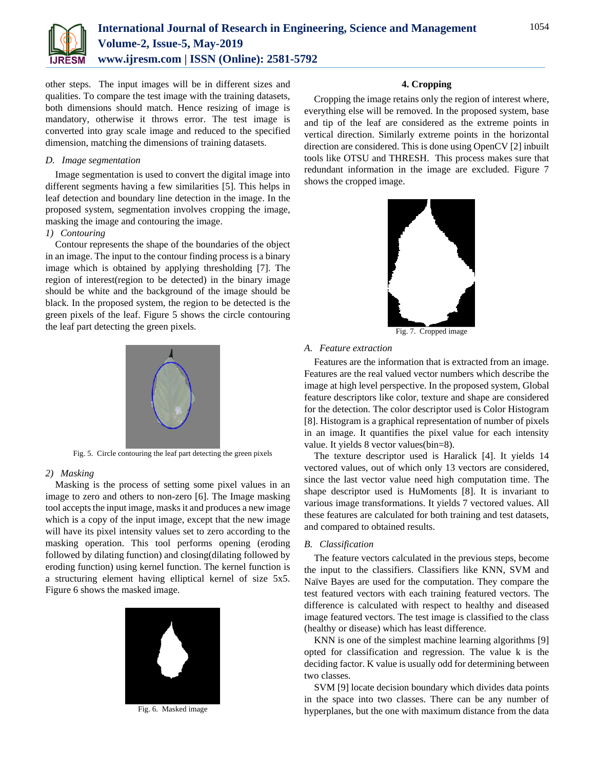other steps. The input images will be in different sizes and qualities. To compare the test image with the training datasets, both dimensions should match. Hence resizing of image is mandatory, otherwise it throws error. The test image is converted into gray scale image and reduced to the specified dimension, matching the dimensions of training datasets.

### *D. Image segmentation*

Image segmentation is used to convert the digital image into different segments having a few similarities [5]. This helps in leaf detection and boundary line detection in the image. In the proposed system, segmentation involves cropping the image, masking the image and contouring the image.

*1) Contouring*

Contour represents the shape of the boundaries of the object in an image. The input to the contour finding process is a binary image which is obtained by applying thresholding [7]. The region of interest(region to be detected) in the binary image should be white and the background of the image should be black. In the proposed system, the region to be detected is the green pixels of the leaf. Figure 5 shows the circle contouring the leaf part detecting the green pixels.

Fig. 5. Circle contouring the leaf part detecting the green pixels

*2) Masking*

Masking is the process of setting some pixel values in an image to zero and others to non-zero [6]. The Image masking tool accepts the input image, masks it and produces a new image which is a copy of the input image, except that the new image will have its pixel intensity values set to zero according to the masking operation. This tool performs opening (eroding followed by dilating function) and closing(dilating followed by eroding function) using kernel function. The kernel function is a structuring element having elliptical kernel of size 5x5. Figure 6 shows the masked image.

Fig. 6. Masked image

#### 4. Cropping

Cropping the image retains only the region of interest where, everything else will be removed. In the proposed system, base and tip of the leaf are considered as the extreme points in vertical direction. Similarly extreme points in the horizontal direction are considered. This is done using OpenCV [2] inbuilt tools like OTSU and THRESH. This process makes sure that redundant information in the image are excluded. Figure 7 shows the cropped image.

Fig. 7. Cropped image

### *A. Feature extraction*

Features are the information that is extracted from an image. Features are the real valued vector numbers which describe the image at high level perspective. In the proposed system, Global feature descriptors like color, texture and shape are considered for the detection. The color descriptor used is Color Histogram [8]. Histogram is a graphical representation of number of pixels in an image. It quantifies the pixel value for each intensity value. It yields 8 vector values(bin=8).

The texture descriptor used is Haralick [4]. It yields 14 vectored values, out of which only 13 vectors are considered, since the last vector value need high computation time. The shape descriptor used is HuMoments [8]. It is invariant to various image transformations. It yields 7 vectored values. All these features are calculated for both training and test datasets, and compared to obtained results.

### *B. Classification*

The feature vectors calculated in the previous steps, become the input to the classifiers. Classifiers like KNN, SVM and Naïve Bayes are used for the computation. They compare the test featured vectors with each training featured vectors. The difference is calculated with respect to healthy and diseased image featured vectors. The test image is classified to the class (healthy or disease) which has least difference.

KNN is one of the simplest machine learning algorithms [9] opted for classification and regression. The value k is the deciding factor. K value is usually odd for determining between two classes.

SVM [9] locate decision boundary which divides data points in the space into two classes. There can be any number of hyperplanes, but the one with maximum distance from the data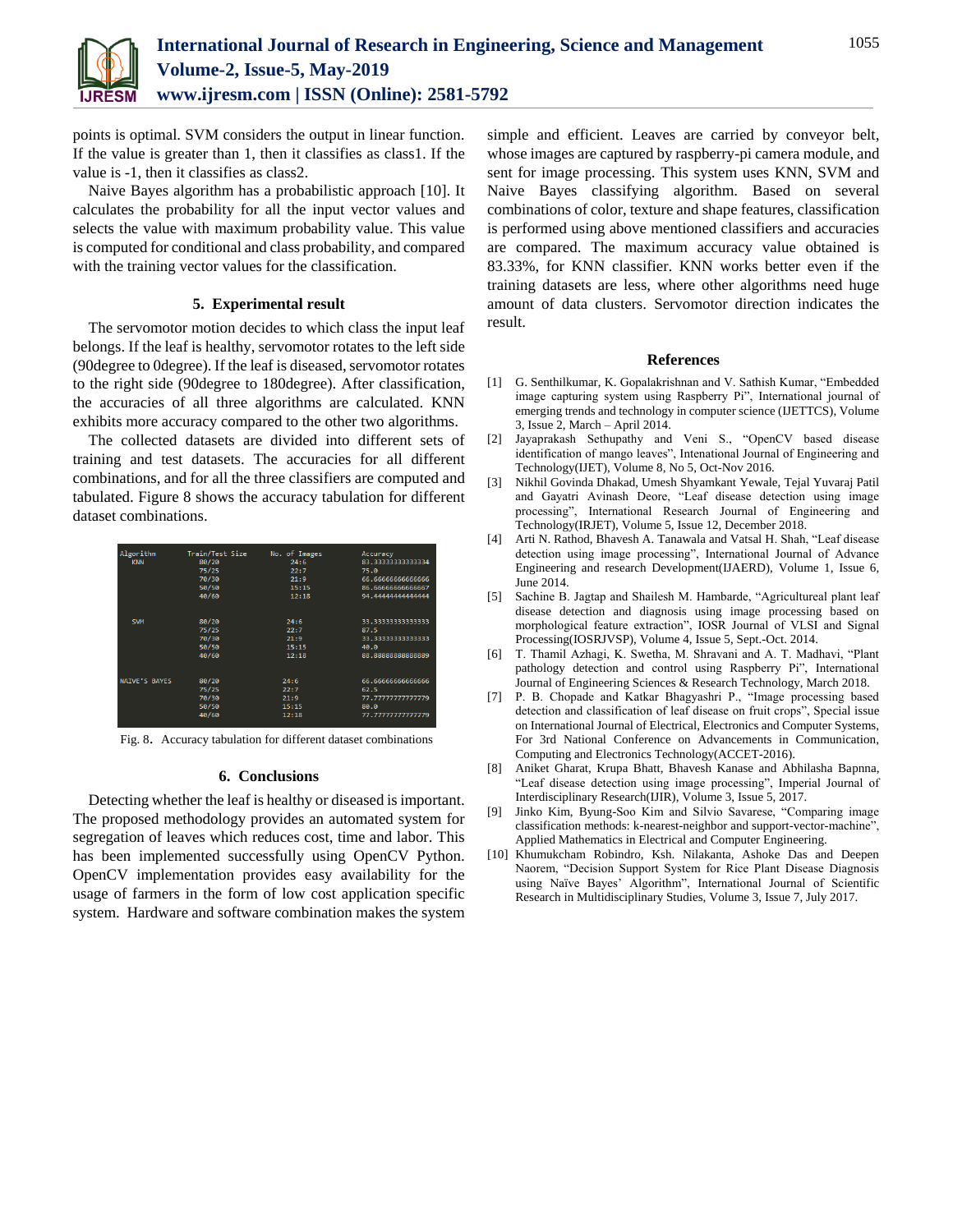points is optimal. SVM considers the output in linear function. If the value is greater than 1, then it classifies as class1. If the value is -1, then it classifies as class2.

Naive Bayes algorithm has a probabilistic approach [10]. It calculates the probability for all the input vector values and selects the value with maximum probability value. This value is computed for conditional and class probability, and compared with the training vector values for the classification.

## 5. Experimental result

The servomotor motion decides to which class the input leaf belongs. If the leaf is healthy, servomotor rotates to the left side (90degree to 0degree). If the leaf is diseased, servomotor rotates to the right side (90degree to 180degree). After classification, the accuracies of all three algorithms are calculated. KNN exhibits more accuracy compared to the other two algorithms.

The collected datasets are divided into different sets of training and test datasets. The accuracies for all different combinations, and for all the three classifiers are computed and tabulated. Figure 8 shows the accuracy tabulation for different dataset combinations.

| Algorithm | Train/Test Size | No. of Images | Accuracy |
|---|---|---|---|
| KNN | 80/20 | 24:6 | 83.33333333333334 |
| | 75/25 | 22:7 | 75.0 |
| | 70/30 | 21:9 | 66.66666666666666 |
| | 50/50 | 15:15 | 86.66666666666667 |
| | 40/60 | 12:18 | 94.44444444444444 |
| SVM | 80/20 | 24:6 | 33.33333333333333 |
| | 75/25 | 22:7 | 87.5 |
| | 70/30 | 21:9 | 33.33333333333333 |
| | 50/50 | 15:15 | 40.0 |
| | 40/60 | 12:18 | 88.88888888888889 |
| NAIVE'S BAYES | 80/20 | 24:6 | 66.66666666666666 |
| | 75/25 | 22:7 | 62.5 |
| | 70/30 | 21:9 | 77.77777777777779 |
| | 50/50 | 15:15 | 80.0 |
| | 40/60 | 12:18 | 77.77777777777779 |

Fig. 8. Accuracy tabulation for different dataset combinations

## 6. Conclusions

Detecting whether the leaf is healthy or diseased is important. The proposed methodology provides an automated system for segregation of leaves which reduces cost, time and labor. This has been implemented successfully using OpenCV Python. OpenCV implementation provides easy availability for the usage of farmers in the form of low cost application specific system. Hardware and software combination makes the system simple and efficient. Leaves are carried by conveyor belt, whose images are captured by raspberry-pi camera module, and sent for image processing. This system uses KNN, SVM and Naive Bayes classifying algorithm. Based on several combinations of color, texture and shape features, classification is performed using above mentioned classifiers and accuracies are compared. The maximum accuracy value obtained is 83.33%, for KNN classifier. KNN works better even if the training datasets are less, where other algorithms need huge amount of data clusters. Servomotor direction indicates the result.

## References

1. [1] G. Senthilkumar, K. Gopalakrishnan and V. Sathish Kumar, "Embedded image capturing system using Raspberry Pi", International journal of emerging trends and technology in computer science (IJETTCS), Volume 3, Issue 2, March – April 2014.
2. [2] Jayaprakash Sethupathy and Veni S., "OpenCV based disease identification of mango leaves", Intenational Journal of Engineering and Technology(IJET), Volume 8, No 5, Oct-Nov 2016.
3. [3] Nikhil Govinda Dhakad, Umesh Shyamkant Yewale, Tejal Yuvaraj Patil and Gayatri Avinash Deore, "Leaf disease detection using image processing", International Research Journal of Engineering and Technology(IRJET), Volume 5, Issue 12, December 2018.
4. [4] Arti N. Rathod, Bhavesh A. Tanawala and Vatsal H. Shah, "Leaf disease detection using image processing", International Journal of Advance Engineering and research Development(IJAERD), Volume 1, Issue 6, June 2014.
5. [5] Sachine B. Jagtap and Shailesh M. Hambarde, "Agricultureal plant leaf disease detection and diagnosis using image processing based on morphological feature extraction", IOSR Journal of VLSI and Signal Processing(IOSRJVSP), Volume 4, Issue 5, Sept.-Oct. 2014.
6. [6] T. Thamil Azhagi, K. Swetha, M. Shravani and A. T. Madhavi, "Plant pathology detection and control using Raspberry Pi", International Journal of Engineering Sciences & Research Technology, March 2018.
7. [7] P. B. Chopade and Katkar Bhagyashri P., "Image processing based detection and classification of leaf disease on fruit crops", Special issue on International Journal of Electrical, Electronics and Computer Systems, For 3rd National Conference on Advancements in Communication, Computing and Electronics Technology(ACCET-2016).
8. [8] Aniket Gharat, Krupa Bhatt, Bhavesh Kanase and Abhilasha Bapnna, "Leaf disease detection using image processing", Imperial Journal of Interdisciplinary Research(IJIR), Volume 3, Issue 5, 2017.
9. [9] Jinko Kim, Byung-Soo Kim and Silvio Savarese, "Comparing image classification methods: k-nearest-neighbor and support-vector-machine", Applied Mathematics in Electrical and Computer Engineering.
10. [10] Khumukcham Robindro, Ksh. Nilakanta, Ashoke Das and Deepen Naorem, "Decision Support System for Rice Plant Disease Diagnosis using Naïve Bayes' Algorithm", International Journal of Scientific Research in Multidisciplinary Studies, Volume 3, Issue 7, July 2017.